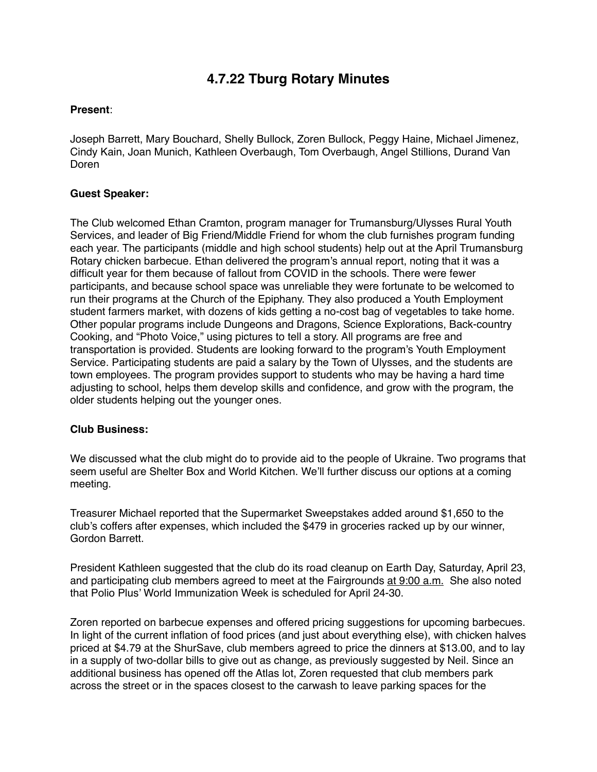# 4.7.22 Tburg Rotary Minutes

**Present**:

Joseph Barrett, Mary Bouchard, Shelly Bullock, Zoren Bullock, Peggy Haine, Michael Jimenez, Cindy Kain, Joan Munich, Kathleen Overbaugh, Tom Overbaugh, Angel Stillions, Durand Van Doren

**Guest Speaker:**

The Club welcomed Ethan Cramton, program manager for Trumansburg/Ulysses Rural Youth Services, and leader of Big Friend/Middle Friend for whom the club furnishes program funding each year. The participants (middle and high school students) help out at the April Trumansburg Rotary chicken barbecue. Ethan delivered the program's annual report, noting that it was a difficult year for them because of fallout from COVID in the schools. There were fewer participants, and because school space was unreliable they were fortunate to be welcomed to run their programs at the Church of the Epiphany. They also produced a Youth Employment student farmers market, with dozens of kids getting a no-cost bag of vegetables to take home. Other popular programs include Dungeons and Dragons, Science Explorations, Back-country Cooking, and "Photo Voice," using pictures to tell a story. All programs are free and transportation is provided. Students are looking forward to the program's Youth Employment Service. Participating students are paid a salary by the Town of Ulysses, and the students are town employees. The program provides support to students who may be having a hard time adjusting to school, helps them develop skills and confidence, and grow with the program, the older students helping out the younger ones.

**Club Business:**

We discussed what the club might do to provide aid to the people of Ukraine. Two programs that seem useful are Shelter Box and World Kitchen. We'll further discuss our options at a coming meeting.

Treasurer Michael reported that the Supermarket Sweepstakes added around $1,650 to the club's coffers after expenses, which included the $479 in groceries racked up by our winner, Gordon Barrett.

President Kathleen suggested that the club do its road cleanup on Earth Day, Saturday, April 23, and participating club members agreed to meet at the Fairgrounds at 9:00 a.m. She also noted that Polio Plus' World Immunization Week is scheduled for April 24-30.

Zoren reported on barbecue expenses and offered pricing suggestions for upcoming barbecues. In light of the current inflation of food prices (and just about everything else), with chicken halves priced at $4.79 at the ShurSave, club members agreed to price the dinners at $13.00, and to lay in a supply of two-dollar bills to give out as change, as previously suggested by Neil. Since an additional business has opened off the Atlas lot, Zoren requested that club members park across the street or in the spaces closest to the carwash to leave parking spaces for the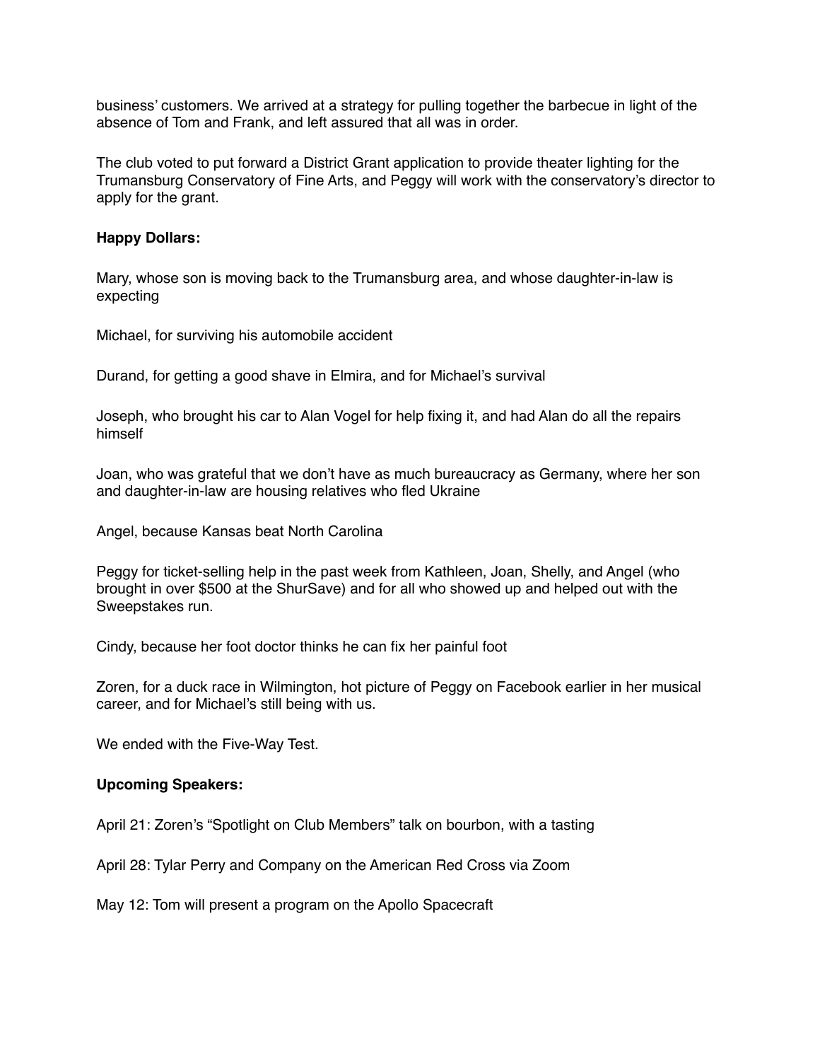business' customers. We arrived at a strategy for pulling together the barbecue in light of the absence of Tom and Frank, and left assured that all was in order.

The club voted to put forward a District Grant application to provide theater lighting for the Trumansburg Conservatory of Fine Arts, and Peggy will work with the conservatory's director to apply for the grant.

**Happy Dollars:**

Mary, whose son is moving back to the Trumansburg area, and whose daughter-in-law is expecting

Michael, for surviving his automobile accident

Durand, for getting a good shave in Elmira, and for Michael's survival

Joseph, who brought his car to Alan Vogel for help fixing it, and had Alan do all the repairs himself

Joan, who was grateful that we don't have as much bureaucracy as Germany, where her son and daughter-in-law are housing relatives who fled Ukraine

Angel, because Kansas beat North Carolina

Peggy for ticket-selling help in the past week from Kathleen, Joan, Shelly, and Angel (who brought in over $500 at the ShurSave) and for all who showed up and helped out with the Sweepstakes run.

Cindy, because her foot doctor thinks he can fix her painful foot

Zoren, for a duck race in Wilmington, hot picture of Peggy on Facebook earlier in her musical career, and for Michael's still being with us.

We ended with the Five-Way Test.

**Upcoming Speakers:**

April 21: Zoren's "Spotlight on Club Members" talk on bourbon, with a tasting

April 28: Tylar Perry and Company on the American Red Cross via Zoom

May 12: Tom will present a program on the Apollo Spacecraft